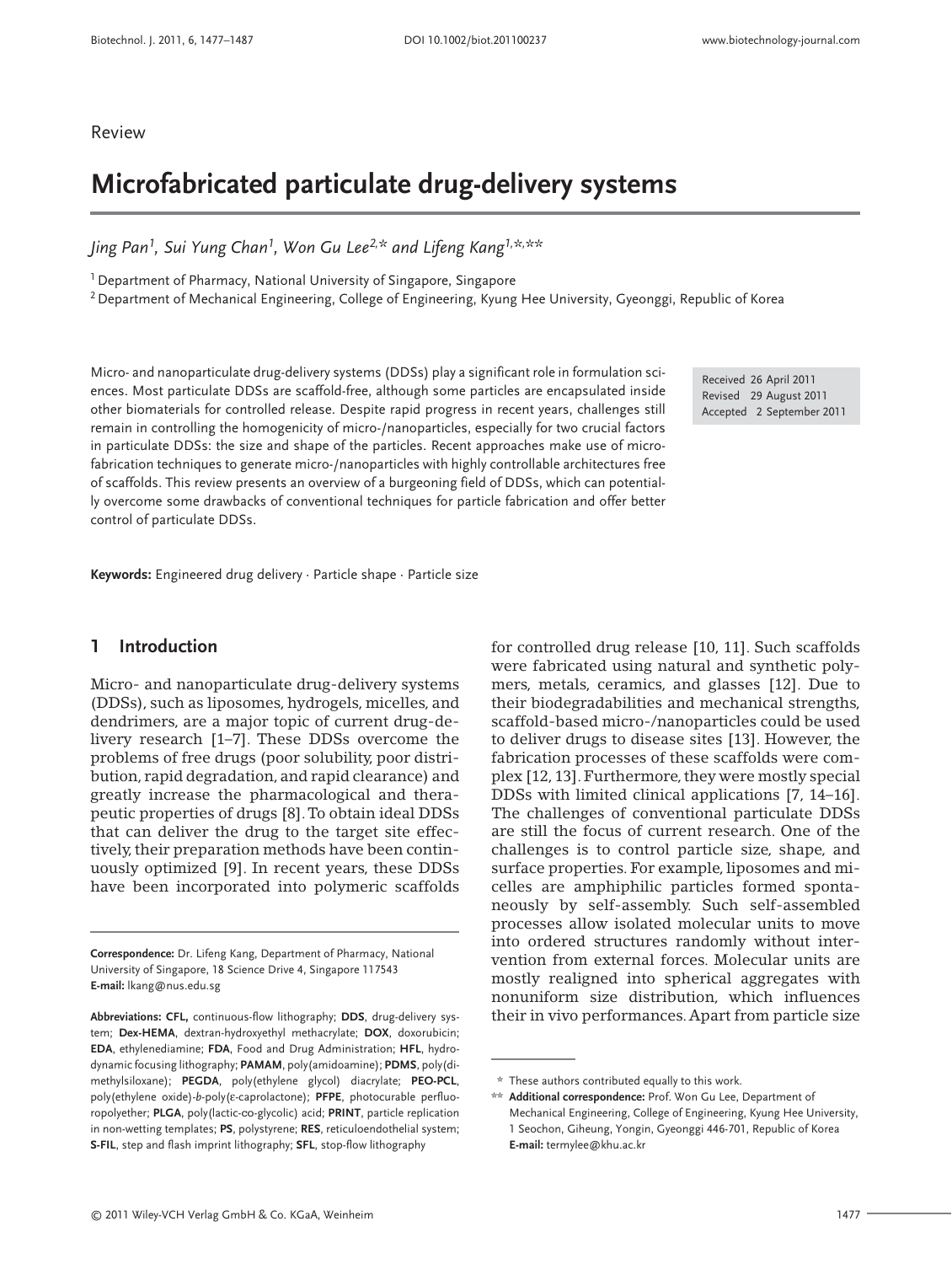Review

# Microfabricated particulate drug-delivery systems

*Jing Pan[1], Sui Yung Chan[1], Won Gu Lee[2,*] and Lifeng Kang[1,*,**]*

[1] Department of Pharmacy, National University of Singapore, Singapore

[2] Department of Mechanical Engineering, College of Engineering, Kyung Hee University, Gyeonggi, Republic of Korea

Micro- and nanoparticulate drug-delivery systems (DDSs) play a significant role in formulation sciences. Most particulate DDSs are scaffold-free, although some particles are encapsulated inside other biomaterials for controlled release. Despite rapid progress in recent years, challenges still remain in controlling the homogenicity of micro-/nanoparticles, especially for two crucial factors in particulate DDSs: the size and shape of the particles. Recent approaches make use of microfabrication techniques to generate micro-/nanoparticles with highly controllable architectures free of scaffolds. This review presents an overview of a burgeoning field of DDSs, which can potentially overcome some drawbacks of conventional techniques for particle fabrication and offer better control of particulate DDSs.

Received 26 April 2011
Revised 29 August 2011
Accepted 2 September 2011

**Keywords:** Engineered drug delivery · Particle shape · Particle size

## 1 Introduction

Micro- and nanoparticulate drug-delivery systems (DDSs), such as liposomes, hydrogels, micelles, and dendrimers, are a major topic of current drug-delivery research [1–7]. These DDSs overcome the problems of free drugs (poor solubility, poor distribution, rapid degradation, and rapid clearance) and greatly increase the pharmacological and therapeutic properties of drugs [8]. To obtain ideal DDSs that can deliver the drug to the target site effectively, their preparation methods have been continuously optimized [9]. In recent years, these DDSs have been incorporated into polymeric scaffolds for controlled drug release [10, 11]. Such scaffolds were fabricated using natural and synthetic polymers, metals, ceramics, and glasses [12]. Due to their biodegradabilities and mechanical strengths, scaffold-based micro-/nanoparticles could be used to deliver drugs to disease sites [13]. However, the fabrication processes of these scaffolds were complex [12, 13]. Furthermore, they were mostly special DDSs with limited clinical applications [7, 14–16]. The challenges of conventional particulate DDSs are still the focus of current research. One of the challenges is to control particle size, shape, and surface properties. For example, liposomes and micelles are amphiphilic particles formed spontaneously by self-assembly. Such self-assembled processes allow isolated molecular units to move into ordered structures randomly without intervention from external forces. Molecular units are mostly realigned into spherical aggregates with nonuniform size distribution, which influences their in vivo performances. Apart from particle size

**Correspondence:** Dr. Lifeng Kang, Department of Pharmacy, National University of Singapore, 18 Science Drive 4, Singapore 117543
**E-mail:** lkang@nus.edu.sg

**Abbreviations: CFL,** continuous-flow lithography; **DDS**, drug-delivery system; **Dex-HEMA**, dextran-hydroxyethyl methacrylate; **DOX**, doxorubicin; **EDA**, ethylenediamine; **FDA**, Food and Drug Administration; **HFL**, hydrodynamic focusing lithography; **PAMAM**, poly(amidoamine); **PDMS**, poly(dimethylsiloxane); **PEGDA**, poly(ethylene glycol) diacrylate; **PEO-PCL**, poly(ethylene oxide)-*b*-poly(ε-caprolactone); **PFPE**, photocurable perfluoropolyether; **PLGA**, poly(lactic-co-glycolic) acid; **PRINT**, particle replication in non-wetting templates; **PS**, polystyrene; **RES**, reticuloendothelial system; **S-FIL**, step and flash imprint lithography; **SFL**, stop-flow lithography

* These authors contributed equally to this work.

** **Additional correspondence:** Prof. Won Gu Lee, Department of Mechanical Engineering, College of Engineering, Kyung Hee University, 1 Seochon, Giheung, Yongin, Gyeonggi 446-701, Republic of Korea
**E-mail:** termylee@khu.ac.kr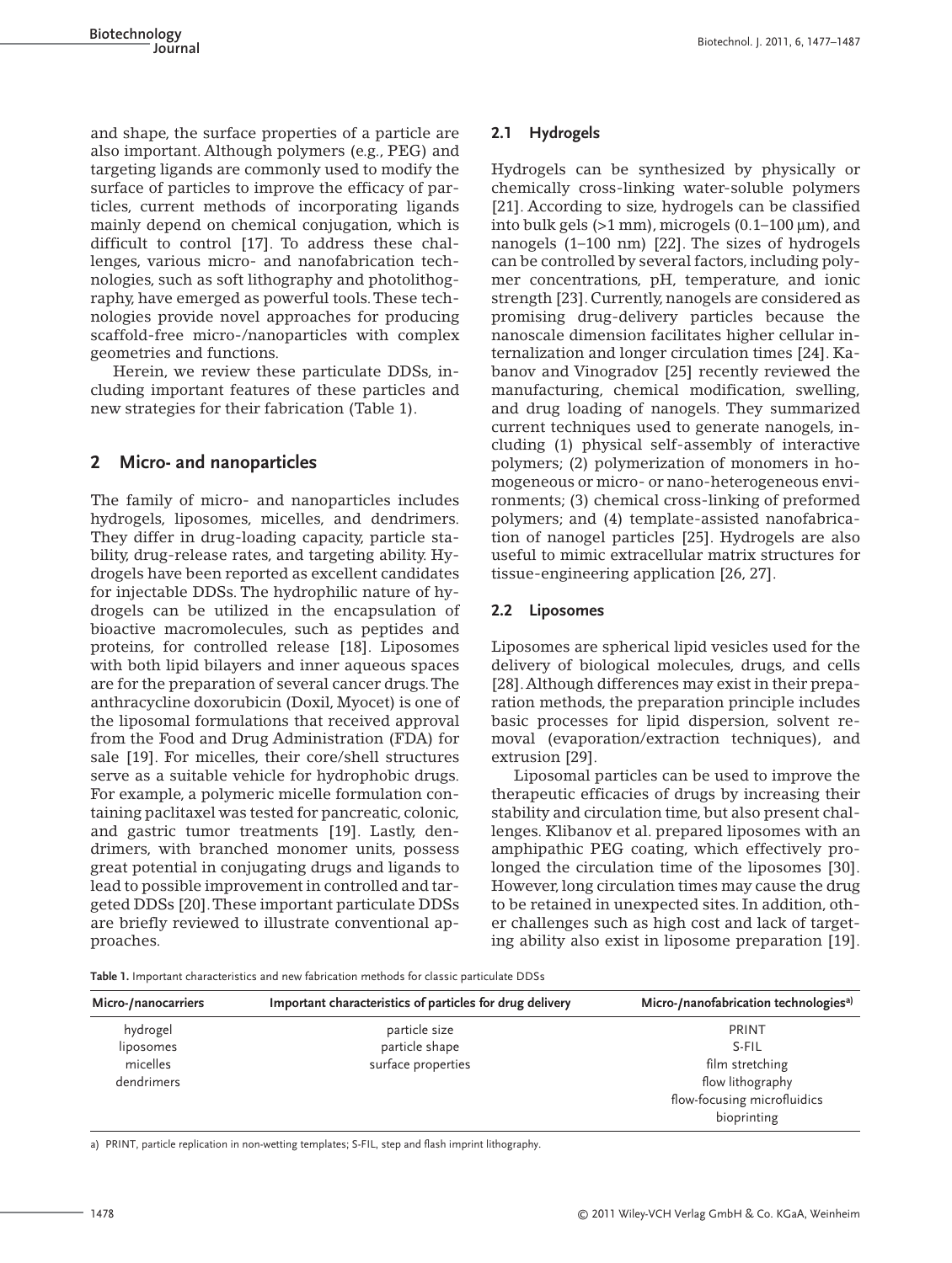and shape, the surface properties of a particle are also important. Although polymers (e.g., PEG) and targeting ligands are commonly used to modify the surface of particles to improve the efficacy of particles, current methods of incorporating ligands mainly depend on chemical conjugation, which is difficult to control [17]. To address these challenges, various micro- and nanofabrication technologies, such as soft lithography and photolithography, have emerged as powerful tools. These technologies provide novel approaches for producing scaffold-free micro-/nanoparticles with complex geometries and functions.

Herein, we review these particulate DDSs, including important features of these particles and new strategies for their fabrication (Table 1).

## 2 Micro- and nanoparticles

The family of micro- and nanoparticles includes hydrogels, liposomes, micelles, and dendrimers. They differ in drug-loading capacity, particle stability, drug-release rates, and targeting ability. Hydrogels have been reported as excellent candidates for injectable DDSs. The hydrophilic nature of hydrogels can be utilized in the encapsulation of bioactive macromolecules, such as peptides and proteins, for controlled release [18]. Liposomes with both lipid bilayers and inner aqueous spaces are for the preparation of several cancer drugs. The anthracycline doxorubicin (Doxil, Myocet) is one of the liposomal formulations that received approval from the Food and Drug Administration (FDA) for sale [19]. For micelles, their core/shell structures serve as a suitable vehicle for hydrophobic drugs. For example, a polymeric micelle formulation containing paclitaxel was tested for pancreatic, colonic, and gastric tumor treatments [19]. Lastly, dendrimers, with branched monomer units, possess great potential in conjugating drugs and ligands to lead to possible improvement in controlled and targeted DDSs [20]. These important particulate DDSs are briefly reviewed to illustrate conventional approaches.

### 2.1 Hydrogels

Hydrogels can be synthesized by physically or chemically cross-linking water-soluble polymers [21]. According to size, hydrogels can be classified into bulk gels (>1 mm), microgels (0.1–100 μm), and nanogels (1–100 nm) [22]. The sizes of hydrogels can be controlled by several factors, including polymer concentrations, pH, temperature, and ionic strength [23]. Currently, nanogels are considered as promising drug-delivery particles because the nanoscale dimension facilitates higher cellular internalization and longer circulation times [24]. Kabanov and Vinogradov [25] recently reviewed the manufacturing, chemical modification, swelling, and drug loading of nanogels. They summarized current techniques used to generate nanogels, including (1) physical self-assembly of interactive polymers; (2) polymerization of monomers in homogeneous or micro- or nano-heterogeneous environments; (3) chemical cross-linking of preformed polymers; and (4) template-assisted nanofabrication of nanogel particles [25]. Hydrogels are also useful to mimic extracellular matrix structures for tissue-engineering application [26, 27].

### 2.2 Liposomes

Liposomes are spherical lipid vesicles used for the delivery of biological molecules, drugs, and cells [28]. Although differences may exist in their preparation methods, the preparation principle includes basic processes for lipid dispersion, solvent removal (evaporation/extraction techniques), and extrusion [29].

Liposomal particles can be used to improve the therapeutic efficacies of drugs by increasing their stability and circulation time, but also present challenges. Klibanov et al. prepared liposomes with an amphipathic PEG coating, which effectively prolonged the circulation time of the liposomes [30]. However, long circulation times may cause the drug to be retained in unexpected sites. In addition, other challenges such as high cost and lack of targeting ability also exist in liposome preparation [19].

**Table 1.** Important characteristics and new fabrication methods for classic particulate DDSs

| Micro-/nanocarriers | Important characteristics of particles for drug delivery | Micro-/nanofabrication technologies[a] |
|---|---|---|
| hydrogel | particle size | PRINT |
| liposomes | particle shape | S-FIL |
| micelles | surface properties | film stretching |
| dendrimers | | flow lithography |
| | | flow-focusing microfluidics |
| | | bioprinting |

a) PRINT, particle replication in non-wetting templates; S-FIL, step and flash imprint lithography.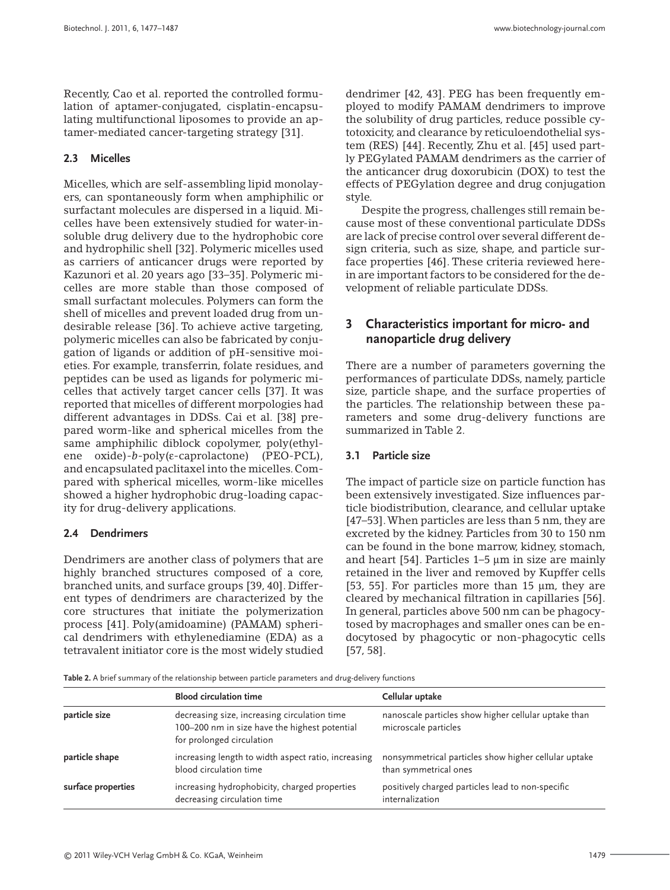Recently, Cao et al. reported the controlled formulation of aptamer-conjugated, cisplatin-encapsulating multifunctional liposomes to provide an aptamer-mediated cancer-targeting strategy [31].

### 2.3 Micelles

Micelles, which are self-assembling lipid monolayers, can spontaneously form when amphiphilic or surfactant molecules are dispersed in a liquid. Micelles have been extensively studied for water-insoluble drug delivery due to the hydrophobic core and hydrophilic shell [32]. Polymeric micelles used as carriers of anticancer drugs were reported by Kazunori et al. 20 years ago [33–35]. Polymeric micelles are more stable than those composed of small surfactant molecules. Polymers can form the shell of micelles and prevent loaded drug from undesirable release [36]. To achieve active targeting, polymeric micelles can also be fabricated by conjugation of ligands or addition of pH-sensitive moieties. For example, transferrin, folate residues, and peptides can be used as ligands for polymeric micelles that actively target cancer cells [37]. It was reported that micelles of different morpologies had different advantages in DDSs. Cai et al. [38] prepared worm-like and spherical micelles from the same amphiphilic diblock copolymer, poly(ethylene oxide)-*b*-poly(ε-caprolactone) (PEO-PCL), and encapsulated paclitaxel into the micelles. Compared with spherical micelles, worm-like micelles showed a higher hydrophobic drug-loading capacity for drug-delivery applications.

### 2.4 Dendrimers

Dendrimers are another class of polymers that are highly branched structures composed of a core, branched units, and surface groups [39, 40]. Different types of dendrimers are characterized by the core structures that initiate the polymerization process [41]. Poly(amidoamine) (PAMAM) spherical dendrimers with ethylenediamine (EDA) as a tetravalent initiator core is the most widely studied dendrimer [42, 43]. PEG has been frequently employed to modify PAMAM dendrimers to improve the solubility of drug particles, reduce possible cytotoxicity, and clearance by reticuloendothelial system (RES) [44]. Recently, Zhu et al. [45] used partly PEGylated PAMAM dendrimers as the carrier of the anticancer drug doxorubicin (DOX) to test the effects of PEGylation degree and drug conjugation style.

Despite the progress, challenges still remain because most of these conventional particulate DDSs are lack of precise control over several different design criteria, such as size, shape, and particle surface properties [46]. These criteria reviewed herein are important factors to be considered for the development of reliable particulate DDSs.

## 3 Characteristics important for micro- and nanoparticle drug delivery

There are a number of parameters governing the performances of particulate DDSs, namely, particle size, particle shape, and the surface properties of the particles. The relationship between these parameters and some drug-delivery functions are summarized in Table 2.

### 3.1 Particle size

The impact of particle size on particle function has been extensively investigated. Size influences particle biodistribution, clearance, and cellular uptake [47–53]. When particles are less than 5 nm, they are excreted by the kidney. Particles from 30 to 150 nm can be found in the bone marrow, kidney, stomach, and heart [54]. Particles 1–5 μm in size are mainly retained in the liver and removed by Kupffer cells [53, 55]. For particles more than 15 μm, they are cleared by mechanical filtration in capillaries [56]. In general, particles above 500 nm can be phagocytosed by macrophages and smaller ones can be endocytosed by phagocytic or non-phagocytic cells [57, 58].

**Table 2.** A brief summary of the relationship between particle parameters and drug-delivery functions

| | Blood circulation time | Cellular uptake |
|---|---|---|
| particle size | decreasing size, increasing circulation time 100–200 nm in size have the highest potential for prolonged circulation | nanoscale particles show higher cellular uptake than microscale particles |
| particle shape | increasing length to width aspect ratio, increasing blood circulation time | nonsymmetrical particles show higher cellular uptake than symmetrical ones |
| surface properties | increasing hydrophobicity, charged properties decreasing circulation time | positively charged particles lead to non-specific internalization |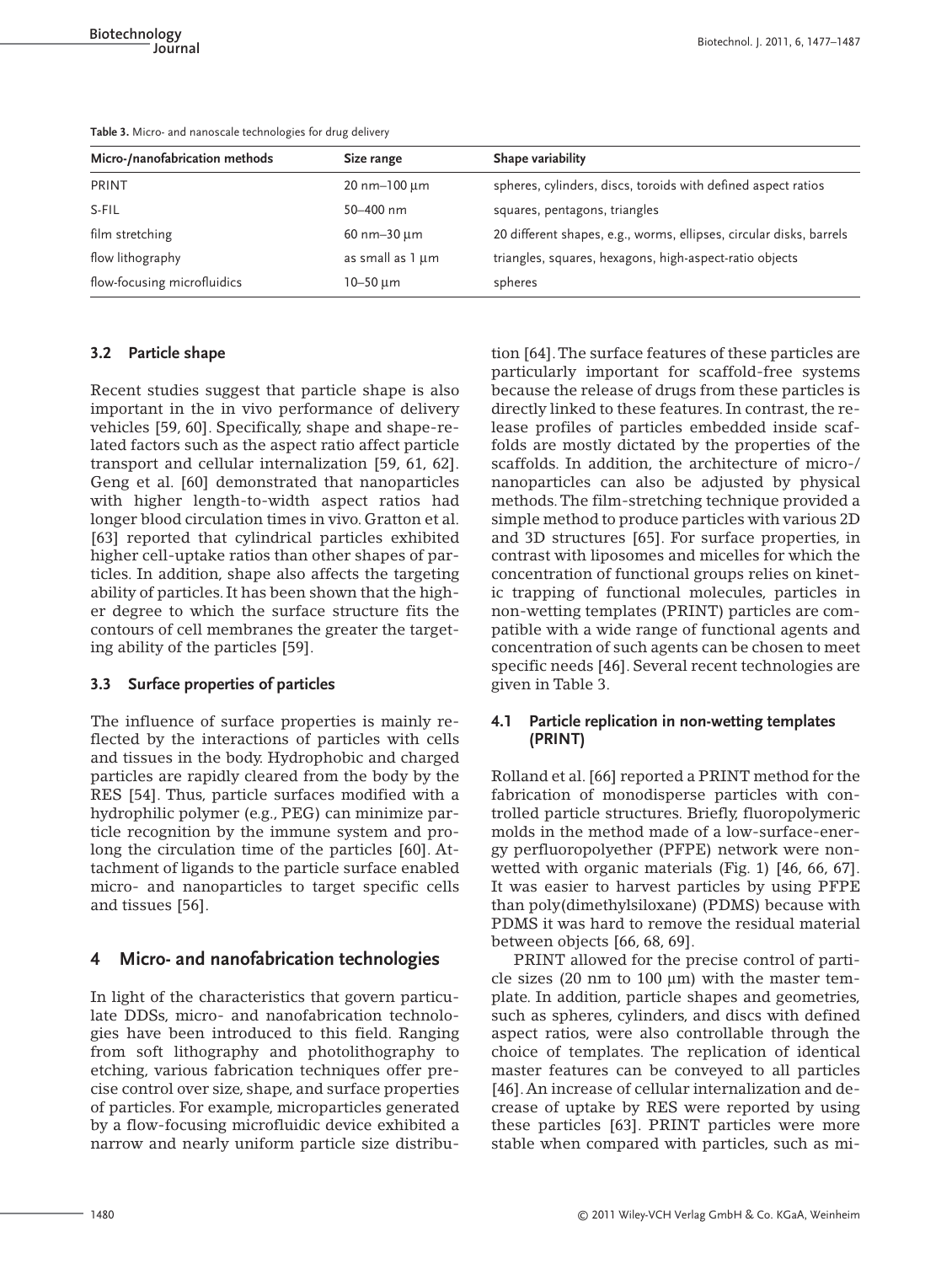Table 3. Micro- and nanoscale technologies for drug delivery

| Micro-/nanofabrication methods | Size range | Shape variability |
| --- | --- | --- |
| PRINT | 20 nm–100 μm | spheres, cylinders, discs, toroids with defined aspect ratios |
| S-FIL | 50–400 nm | squares, pentagons, triangles |
| film stretching | 60 nm–30 μm | 20 different shapes, e.g., worms, ellipses, circular disks, barrels |
| flow lithography | as small as 1 μm | triangles, squares, hexagons, high-aspect-ratio objects |
| flow-focusing microfluidics | 10–50 μm | spheres |

### 3.2 Particle shape

Recent studies suggest that particle shape is also important in the in vivo performance of delivery vehicles [59, 60]. Specifically, shape and shape-related factors such as the aspect ratio affect particle transport and cellular internalization [59, 61, 62]. Geng et al. [60] demonstrated that nanoparticles with higher length-to-width aspect ratios had longer blood circulation times in vivo. Gratton et al. [63] reported that cylindrical particles exhibited higher cell-uptake ratios than other shapes of particles. In addition, shape also affects the targeting ability of particles. It has been shown that the higher degree to which the surface structure fits the contours of cell membranes the greater the targeting ability of the particles [59].

### 3.3 Surface properties of particles

The influence of surface properties is mainly reflected by the interactions of particles with cells and tissues in the body. Hydrophobic and charged particles are rapidly cleared from the body by the RES [54]. Thus, particle surfaces modified with a hydrophilic polymer (e.g., PEG) can minimize particle recognition by the immune system and prolong the circulation time of the particles [60]. Attachment of ligands to the particle surface enabled micro- and nanoparticles to target specific cells and tissues [56].

## 4 Micro- and nanofabrication technologies

In light of the characteristics that govern particulate DDSs, micro- and nanofabrication technologies have been introduced to this field. Ranging from soft lithography and photolithography to etching, various fabrication techniques offer precise control over size, shape, and surface properties of particles. For example, microparticles generated by a flow-focusing microfluidic device exhibited a narrow and nearly uniform particle size distribution [64]. The surface features of these particles are particularly important for scaffold-free systems because the release of drugs from these particles is directly linked to these features. In contrast, the release profiles of particles embedded inside scaffolds are mostly dictated by the properties of the scaffolds. In addition, the architecture of micro-/nanoparticles can also be adjusted by physical methods. The film-stretching technique provided a simple method to produce particles with various 2D and 3D structures [65]. For surface properties, in contrast with liposomes and micelles for which the concentration of functional groups relies on kinetic trapping of functional molecules, particles in non-wetting templates (PRINT) particles are compatible with a wide range of functional agents and concentration of such agents can be chosen to meet specific needs [46]. Several recent technologies are given in Table 3.

### 4.1 Particle replication in non-wetting templates (PRINT)

Rolland et al. [66] reported a PRINT method for the fabrication of monodisperse particles with controlled particle structures. Briefly, fluoropolymeric molds in the method made of a low-surface-energy perfluoropolyether (PFPE) network were nonwetted with organic materials (Fig. 1) [46, 66, 67]. It was easier to harvest particles by using PFPE than poly(dimethylsiloxane) (PDMS) because with PDMS it was hard to remove the residual material between objects [66, 68, 69].

PRINT allowed for the precise control of particle sizes (20 nm to 100 μm) with the master template. In addition, particle shapes and geometries, such as spheres, cylinders, and discs with defined aspect ratios, were also controllable through the choice of templates. The replication of identical master features can be conveyed to all particles [46]. An increase of cellular internalization and decrease of uptake by RES were reported by using these particles [63]. PRINT particles were more stable when compared with particles, such as mi-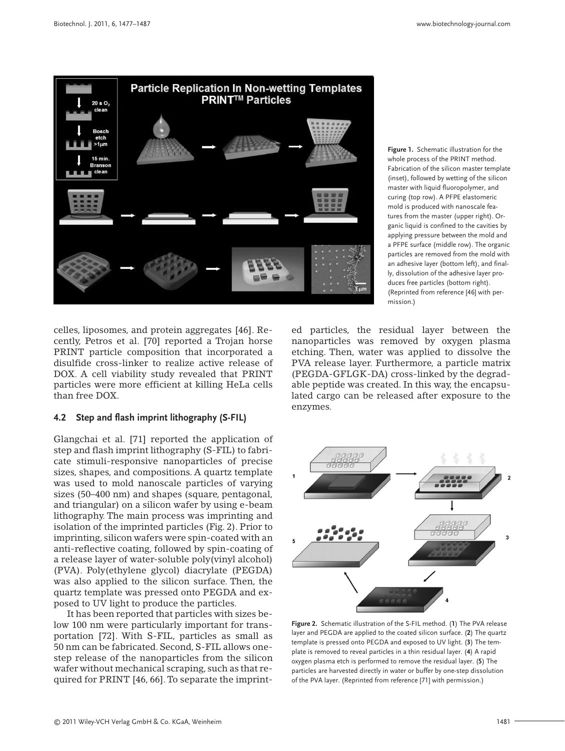Figure 1. Schematic illustration for the whole process of the PRINT method. Fabrication of the silicon master template (inset), followed by wetting of the silicon master with liquid fluoropolymer, and curing (top row). A PFPE elastomeric mold is produced with nanoscale features from the master (upper right). Organic liquid is confined to the cavities by applying pressure between the mold and a PFPE surface (middle row). The organic particles are removed from the mold with an adhesive layer (bottom left), and finally, dissolution of the adhesive layer produces free particles (bottom right). (Reprinted from reference [46] with permission.)

celles, liposomes, and protein aggregates [46]. Recently, Petros et al. [70] reported a Trojan horse PRINT particle composition that incorporated a disulfide cross-linker to realize active release of DOX. A cell viability study revealed that PRINT particles were more efficient at killing HeLa cells than free DOX.

### 4.2 Step and flash imprint lithography (S-FIL)

Glangchai et al. [71] reported the application of step and flash imprint lithography (S-FIL) to fabricate stimuli-responsive nanoparticles of precise sizes, shapes, and compositions. A quartz template was used to mold nanoscale particles of varying sizes (50–400 nm) and shapes (square, pentagonal, and triangular) on a silicon wafer by using e-beam lithography. The main process was imprinting and isolation of the imprinted particles (Fig. 2). Prior to imprinting, silicon wafers were spin-coated with an anti-reflective coating, followed by spin-coating of a release layer of water-soluble poly(vinyl alcohol) (PVA). Poly(ethylene glycol) diacrylate (PEGDA) was also applied to the silicon surface. Then, the quartz template was pressed onto PEGDA and exposed to UV light to produce the particles.

It has been reported that particles with sizes below 100 nm were particularly important for transportation [72]. With S-FIL, particles as small as 50 nm can be fabricated. Second, S-FIL allows one-step release of the nanoparticles from the silicon wafer without mechanical scraping, such as that required for PRINT [46, 66]. To separate the imprinted particles, the residual layer between the nanoparticles was removed by oxygen plasma etching. Then, water was applied to dissolve the PVA release layer. Furthermore, a particle matrix (PEGDA-GFLGK-DA) cross-linked by the degradable peptide was created. In this way, the encapsulated cargo can be released after exposure to the enzymes.

Figure 2. Schematic illustration of the S-FIL method. (1) The PVA release layer and PEGDA are applied to the coated silicon surface. (2) The quartz template is pressed onto PEGDA and exposed to UV light. (3) The template is removed to reveal particles in a thin residual layer. (4) A rapid oxygen plasma etch is performed to remove the residual layer. (5) The particles are harvested directly in water or buffer by one-step dissolution of the PVA layer. (Reprinted from reference [71] with permission.)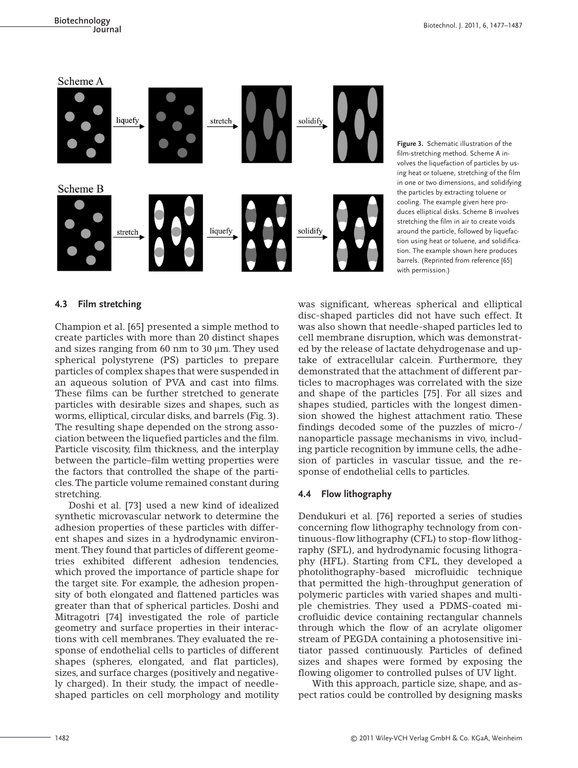Figure 3. Schematic illustration of the film-stretching method. Scheme A involves the liquefaction of particles by using heat or toluene, stretching of the film in one or two dimensions, and solidifying the particles by extracting toluene or cooling. The example given here produces elliptical disks. Scheme B involves stretching the film in air to create voids around the particle, followed by liquefaction using heat or toluene, and solidification. The example shown here produces barrels. (Reprinted from reference [65] with permission.)

### 4.3 Film stretching

Champion et al. [65] presented a simple method to create particles with more than 20 distinct shapes and sizes ranging from 60 nm to 30 µm. They used spherical polystyrene (PS) particles to prepare particles of complex shapes that were suspended in an aqueous solution of PVA and cast into films. These films can be further stretched to generate particles with desirable sizes and shapes, such as worms, elliptical, circular disks, and barrels (Fig. 3). The resulting shape depended on the strong association between the liquefied particles and the film. Particle viscosity, film thickness, and the interplay between the particle–film wetting properties were the factors that controlled the shape of the particles. The particle volume remained constant during stretching.

Doshi et al. [73] used a new kind of idealized synthetic microvascular network to determine the adhesion properties of these particles with different shapes and sizes in a hydrodynamic environment. They found that particles of different geometries exhibited different adhesion tendencies, which proved the importance of particle shape for the target site. For example, the adhesion propensity of both elongated and flattened particles was greater than that of spherical particles. Doshi and Mitragotri [74] investigated the role of particle geometry and surface properties in their interactions with cell membranes. They evaluated the response of endothelial cells to particles of different shapes (spheres, elongated, and flat particles), sizes, and surface charges (positively and negatively charged). In their study, the impact of needle-shaped particles on cell morphology and motility was significant, whereas spherical and elliptical disc-shaped particles did not have such effect. It was also shown that needle-shaped particles led to cell membrane disruption, which was demonstrated by the release of lactate dehydrogenase and uptake of extracellular calcein. Furthermore, they demonstrated that the attachment of different particles to macrophages was correlated with the size and shape of the particles [75]. For all sizes and shapes studied, particles with the longest dimension showed the highest attachment ratio. These findings decoded some of the puzzles of micro-/nanoparticle passage mechanisms in vivo, including particle recognition by immune cells, the adhesion of particles in vascular tissue, and the response of endothelial cells to particles.

### 4.4 Flow lithography

Dendukuri et al. [76] reported a series of studies concerning flow lithography technology from continuous-flow lithography (CFL) to stop-flow lithography (SFL), and hydrodynamic focusing lithography (HFL). Starting from CFL, they developed a photolithography-based microfluidic technique that permitted the high-throughput generation of polymeric particles with varied shapes and multiple chemistries. They used a PDMS-coated microfluidic device containing rectangular channels through which the flow of an acrylate oligomer stream of PEGDA containing a photosensitive initiator passed continuously. Particles of defined sizes and shapes were formed by exposing the flowing oligomer to controlled pulses of UV light.

With this approach, particle size, shape, and aspect ratios could be controlled by designing masks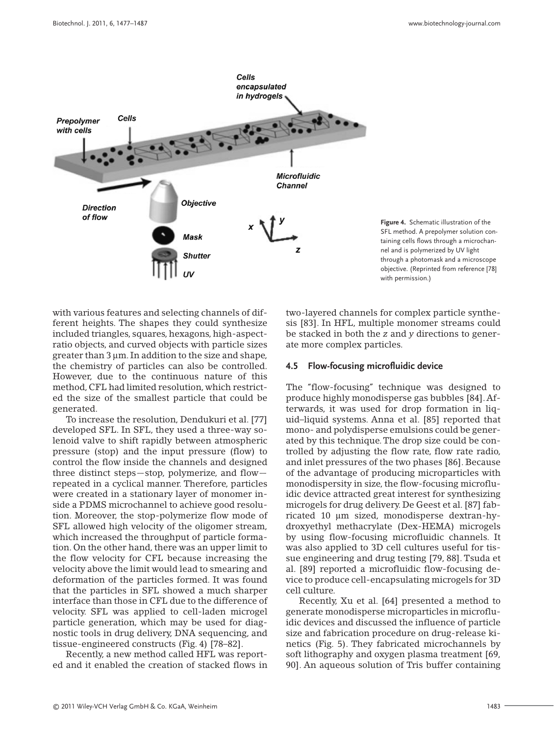Figure 4. Schematic illustration of the SFL method. A prepolymer solution containing cells flows through a microchannel and is polymerized by UV light through a photomask and a microscope objective. (Reprinted from reference [78] with permission.)

with various features and selecting channels of different heights. The shapes they could synthesize included triangles, squares, hexagons, high-aspect-ratio objects, and curved objects with particle sizes greater than 3 μm. In addition to the size and shape, the chemistry of particles can also be controlled. However, due to the continuous nature of this method, CFL had limited resolution, which restricted the size of the smallest particle that could be generated.

To increase the resolution, Dendukuri et al. [77] developed SFL. In SFL, they used a three-way solenoid valve to shift rapidly between atmospheric pressure (stop) and the input pressure (flow) to control the flow inside the channels and designed three distinct steps—stop, polymerize, and flow—repeated in a cyclical manner. Therefore, particles were created in a stationary layer of monomer inside a PDMS microchannel to achieve good resolution. Moreover, the stop-polymerize flow mode of SFL allowed high velocity of the oligomer stream, which increased the throughput of particle formation. On the other hand, there was an upper limit to the flow velocity for CFL because increasing the velocity above the limit would lead to smearing and deformation of the particles formed. It was found that the particles in SFL showed a much sharper interface than those in CFL due to the difference of velocity. SFL was applied to cell-laden microgel particle generation, which may be used for diagnostic tools in drug delivery, DNA sequencing, and tissue-engineered constructs (Fig. 4) [78–82].

Recently, a new method called HFL was reported and it enabled the creation of stacked flows in two-layered channels for complex particle synthesis [83]. In HFL, multiple monomer streams could be stacked in both the *z* and *y* directions to generate more complex particles.

### 4.5 Flow-focusing microfluidic device

The "flow-focusing" technique was designed to produce highly monodisperse gas bubbles [84]. Afterwards, it was used for drop formation in liquid–liquid systems. Anna et al. [85] reported that mono- and polydisperse emulsions could be generated by this technique. The drop size could be controlled by adjusting the flow rate, flow rate radio, and inlet pressures of the two phases [86]. Because of the advantage of producing microparticles with monodispersity in size, the flow-focusing microfluidic device attracted great interest for synthesizing microgels for drug delivery. De Geest et al. [87] fabricated 10 μm sized, monodisperse dextran-hydroxyethyl methacrylate (Dex-HEMA) microgels by using flow-focusing microfluidic channels. It was also applied to 3D cell cultures useful for tissue engineering and drug testing [79, 88]. Tsuda et al. [89] reported a microfluidic flow-focusing device to produce cell-encapsulating microgels for 3D cell culture.

Recently, Xu et al. [64] presented a method to generate monodisperse microparticles in microfluidic devices and discussed the influence of particle size and fabrication procedure on drug-release kinetics (Fig. 5). They fabricated microchannels by soft lithography and oxygen plasma treatment [69, 90]. An aqueous solution of Tris buffer containing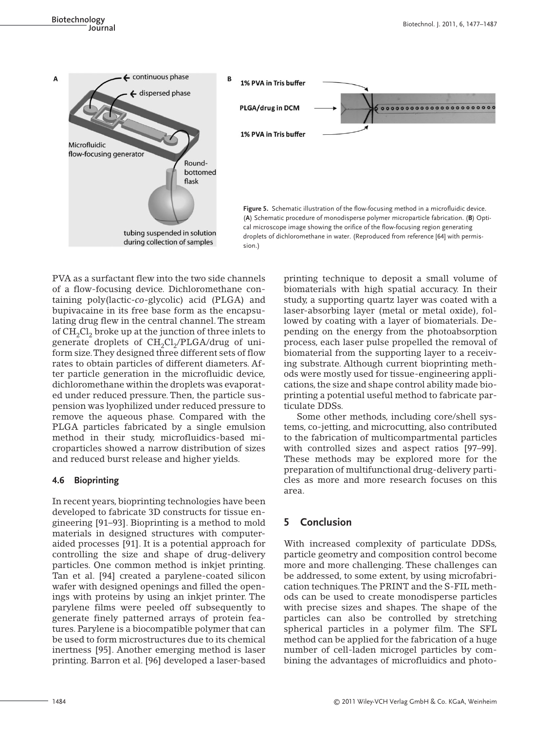**Figure 5.** Schematic illustration of the flow-focusing method in a microfluidic device. (**A**) Schematic procedure of monodisperse polymer microparticle fabrication. (**B**) Optical microscope image showing the orifice of the flow-focusing region generating droplets of dichloromethane in water. (Reproduced from reference [64] with permission.)

PVA as a surfactant flew into the two side channels of a flow-focusing device. Dichloromethane containing poly(lactic-*co*-glycolic) acid (PLGA) and bupivacaine in its free base form as the encapsulating drug flew in the central channel. The stream of $CH_2Cl_2$ broke up at the junction of three inlets to generate droplets of $CH_2Cl_2$/PLGA/drug of uniform size. They designed three different sets of flow rates to obtain particles of different diameters. After particle generation in the microfluidic device, dichloromethane within the droplets was evaporated under reduced pressure. Then, the particle suspension was lyophilized under reduced pressure to remove the aqueous phase. Compared with the PLGA particles fabricated by a single emulsion method in their study, microfluidics-based microparticles showed a narrow distribution of sizes and reduced burst release and higher yields.

### 4.6 Bioprinting

In recent years, bioprinting technologies have been developed to fabricate 3D constructs for tissue engineering [91–93]. Bioprinting is a method to mold materials in designed structures with computer-aided processes [91]. It is a potential approach for controlling the size and shape of drug-delivery particles. One common method is inkjet printing. Tan et al. [94] created a parylene-coated silicon wafer with designed openings and filled the openings with proteins by using an inkjet printer. The parylene films were peeled off subsequently to generate finely patterned arrays of protein features. Parylene is a biocompatible polymer that can be used to form microstructures due to its chemical inertness [95]. Another emerging method is laser printing. Barron et al. [96] developed a laser-based printing technique to deposit a small volume of biomaterials with high spatial accuracy. In their study, a supporting quartz layer was coated with a laser-absorbing layer (metal or metal oxide), followed by coating with a layer of biomaterials. Depending on the energy from the photoabsorption process, each laser pulse propelled the removal of biomaterial from the supporting layer to a receiving substrate. Although current bioprinting methods were mostly used for tissue-engineering applications, the size and shape control ability made bioprinting a potential useful method to fabricate particulate DDSs.

Some other methods, including core/shell systems, co-jetting, and microcutting, also contributed to the fabrication of multicompartmental particles with controlled sizes and aspect ratios [97–99]. These methods may be explored more for the preparation of multifunctional drug-delivery particles as more and more research focuses on this area.

## 5 Conclusion

With increased complexity of particulate DDSs, particle geometry and composition control become more and more challenging. These challenges can be addressed, to some extent, by using microfabrication techniques. The PRINT and the S-FIL methods can be used to create monodisperse particles with precise sizes and shapes. The shape of the particles can also be controlled by stretching spherical particles in a polymer film. The SFL method can be applied for the fabrication of a huge number of cell-laden microgel particles by combining the advantages of microfluidics and photo-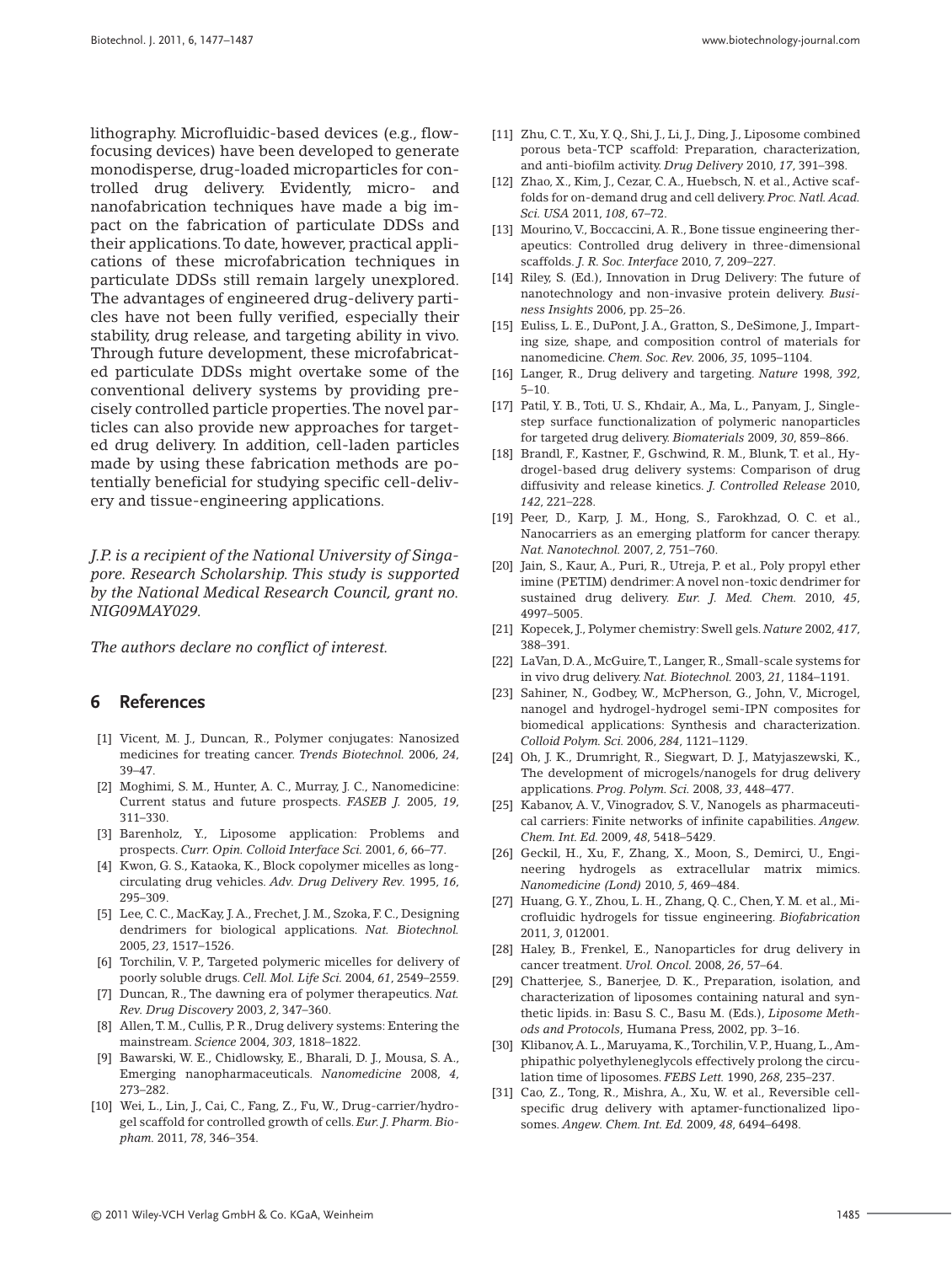lithography. Microfluidic-based devices (e.g., flow-focusing devices) have been developed to generate monodisperse, drug-loaded microparticles for controlled drug delivery. Evidently, micro- and nanofabrication techniques have made a big impact on the fabrication of particulate DDSs and their applications. To date, however, practical applications of these microfabrication techniques in particulate DDSs still remain largely unexplored. The advantages of engineered drug-delivery particles have not been fully verified, especially their stability, drug release, and targeting ability in vivo. Through future development, these microfabricated particulate DDSs might overtake some of the conventional delivery systems by providing precisely controlled particle properties. The novel particles can also provide new approaches for targeted drug delivery. In addition, cell-laden particles made by using these fabrication methods are potentially beneficial for studying specific cell-delivery and tissue-engineering applications.

*J.P. is a recipient of the National University of Singapore. Research Scholarship. This study is supported by the National Medical Research Council, grant no. NIG09MAY029.*

*The authors declare no conflict of interest.*

## 6 References

[1] Vicent, M. J., Duncan, R., Polymer conjugates: Nanosized medicines for treating cancer. *Trends Biotechnol.* 2006, *24*, 39–47.

[2] Moghimi, S. M., Hunter, A. C., Murray, J. C., Nanomedicine: Current status and future prospects. *FASEB J.* 2005, *19*, 311–330.

[3] Barenholz, Y., Liposome application: Problems and prospects. *Curr. Opin. Colloid Interface Sci.* 2001, *6*, 66–77.

[4] Kwon, G. S., Kataoka, K., Block copolymer micelles as long-circulating drug vehicles. *Adv. Drug Delivery Rev.* 1995, *16*, 295–309.

[5] Lee, C. C., MacKay, J. A., Frechet, J. M., Szoka, F. C., Designing dendrimers for biological applications. *Nat. Biotechnol.* 2005, *23*, 1517–1526.

[6] Torchilin, V. P., Targeted polymeric micelles for delivery of poorly soluble drugs. *Cell. Mol. Life Sci.* 2004, *61*, 2549–2559.

[7] Duncan, R., The dawning era of polymer therapeutics. *Nat. Rev. Drug Discovery* 2003, *2*, 347–360.

[8] Allen, T. M., Cullis, P. R., Drug delivery systems: Entering the mainstream. *Science* 2004, *303*, 1818–1822.

[9] Bawarski, W. E., Chidlowsky, E., Bharali, D. J., Mousa, S. A., Emerging nanopharmaceuticals. *Nanomedicine* 2008, *4*, 273–282.

[10] Wei, L., Lin, J., Cai, C., Fang, Z., Fu, W., Drug-carrier/hydrogel scaffold for controlled growth of cells. *Eur. J. Pharm. Biopham.* 2011, *78*, 346–354.

[11] Zhu, C. T., Xu, Y. Q., Shi, J., Li, J., Ding, J., Liposome combined porous beta-TCP scaffold: Preparation, characterization, and anti-biofilm activity. *Drug Delivery* 2010, *17*, 391–398.

[12] Zhao, X., Kim, J., Cezar, C. A., Huebsch, N. et al., Active scaffolds for on-demand drug and cell delivery. *Proc. Natl. Acad. Sci. USA* 2011, *108*, 67–72.

[13] Mourino, V., Boccaccini, A. R., Bone tissue engineering therapeutics: Controlled drug delivery in three-dimensional scaffolds. *J. R. Soc. Interface* 2010, *7*, 209–227.

[14] Riley, S. (Ed.), Innovation in Drug Delivery: The future of nanotechnology and non-invasive protein delivery. *Business Insights* 2006, pp. 25–26.

[15] Euliss, L. E., DuPont, J. A., Gratton, S., DeSimone, J., Imparting size, shape, and composition control of materials for nanomedicine. *Chem. Soc. Rev.* 2006, *35*, 1095–1104.

[16] Langer, R., Drug delivery and targeting. *Nature* 1998, *392*, 5–10.

[17] Patil, Y. B., Toti, U. S., Khdair, A., Ma, L., Panyam, J., Single-step surface functionalization of polymeric nanoparticles for targeted drug delivery. *Biomaterials* 2009, *30*, 859–866.

[18] Brandl, F., Kastner, F., Gschwind, R. M., Blunk, T. et al., Hydrogel-based drug delivery systems: Comparison of drug diffusivity and release kinetics. *J. Controlled Release* 2010, *142*, 221–228.

[19] Peer, D., Karp, J. M., Hong, S., Farokhzad, O. C. et al., Nanocarriers as an emerging platform for cancer therapy. *Nat. Nanotechnol.* 2007, *2*, 751–760.

[20] Jain, S., Kaur, A., Puri, R., Utreja, P. et al., Poly propyl ether imine (PETIM) dendrimer: A novel non-toxic dendrimer for sustained drug delivery. *Eur. J. Med. Chem.* 2010, *45*, 4997–5005.

[21] Kopecek, J., Polymer chemistry: Swell gels. *Nature* 2002, *417*, 388–391.

[22] LaVan, D. A., McGuire, T., Langer, R., Small-scale systems for in vivo drug delivery. *Nat. Biotechnol.* 2003, *21*, 1184–1191.

[23] Sahiner, N., Godbey, W., McPherson, G., John, V., Microgel, nanogel and hydrogel-hydrogel semi-IPN composites for biomedical applications: Synthesis and characterization. *Colloid Polym. Sci.* 2006, *284*, 1121–1129.

[24] Oh, J. K., Drumright, R., Siegwart, D. J., Matyjaszewski, K., The development of microgels/nanogels for drug delivery applications. *Prog. Polym. Sci.* 2008, *33*, 448–477.

[25] Kabanov, A. V., Vinogradov, S. V., Nanogels as pharmaceutical carriers: Finite networks of infinite capabilities. *Angew. Chem. Int. Ed.* 2009, *48*, 5418–5429.

[26] Geckil, H., Xu, F., Zhang, X., Moon, S., Demirci, U., Engineering hydrogels as extracellular matrix mimics. *Nanomedicine (Lond)* 2010, *5*, 469–484.

[27] Huang, G. Y., Zhou, L. H., Zhang, Q. C., Chen, Y. M. et al., Microfluidic hydrogels for tissue engineering. *Biofabrication* 2011, *3*, 012001.

[28] Haley, B., Frenkel, E., Nanoparticles for drug delivery in cancer treatment. *Urol. Oncol.* 2008, *26*, 57–64.

[29] Chatterjee, S., Banerjee, D. K., Preparation, isolation, and characterization of liposomes containing natural and synthetic lipids. in: Basu S. C., Basu M. (Eds.), *Liposome Methods and Protocols*, Humana Press, 2002, pp. 3–16.

[30] Klibanov, A. L., Maruyama, K., Torchilin, V. P., Huang, L., Amphipathic polyethyleneglycols effectively prolong the circulation time of liposomes. *FEBS Lett.* 1990, *268*, 235–237.

[31] Cao, Z., Tong, R., Mishra, A., Xu, W. et al., Reversible cell-specific drug delivery with aptamer-functionalized liposomes. *Angew. Chem. Int. Ed.* 2009, *48*, 6494–6498.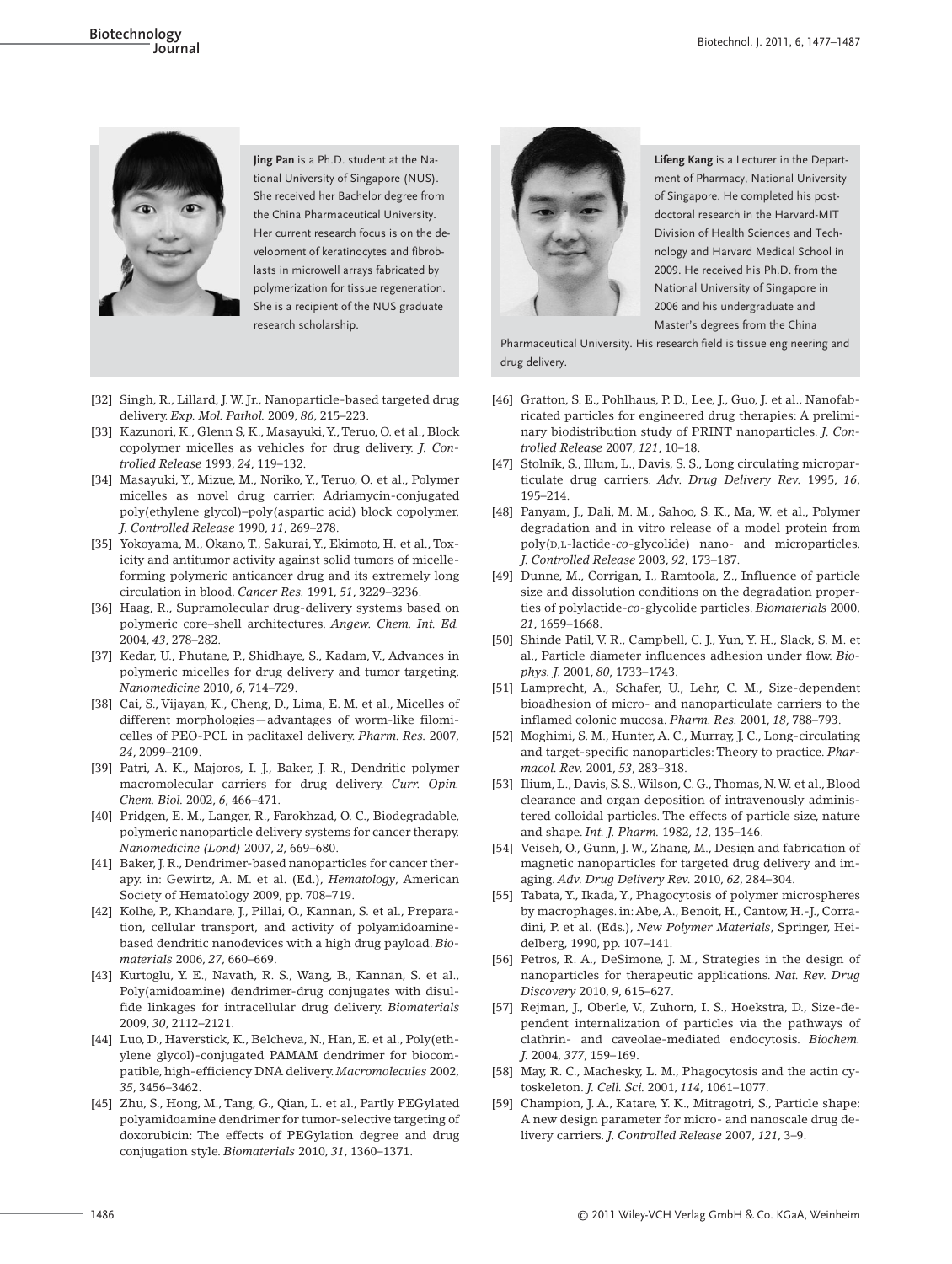**Jing Pan** is a Ph.D. student at the National University of Singapore (NUS). She received her Bachelor degree from the China Pharmaceutical University. Her current research focus is on the development of keratinocytes and fibroblasts in microwell arrays fabricated by polymerization for tissue regeneration. She is a recipient of the NUS graduate research scholarship.

**Lifeng Kang** is a Lecturer in the Department of Pharmacy, National University of Singapore. He completed his postdoctoral research in the Harvard-MIT Division of Health Sciences and Technology and Harvard Medical School in 2009. He received his Ph.D. from the National University of Singapore in 2006 and his undergraduate and Master's degrees from the China Pharmaceutical University. His research field is tissue engineering and drug delivery.

[32] Singh, R., Lillard, J. W. Jr., Nanoparticle-based targeted drug delivery. *Exp. Mol. Pathol.* 2009, *86*, 215–223.

[33] Kazunori, K., Glenn S, K., Masayuki, Y., Teruo, O. et al., Block copolymer micelles as vehicles for drug delivery. *J. Controlled Release* 1993, *24*, 119–132.

[34] Masayuki, Y., Mizue, M., Noriko, Y., Teruo, O. et al., Polymer micelles as novel drug carrier: Adriamycin-conjugated poly(ethylene glycol)–poly(aspartic acid) block copolymer. *J. Controlled Release* 1990, *11*, 269–278.

[35] Yokoyama, M., Okano, T., Sakurai, Y., Ekimoto, H. et al., Toxicity and antitumor activity against solid tumors of micelle-forming polymeric anticancer drug and its extremely long circulation in blood. *Cancer Res.* 1991, *51*, 3229–3236.

[36] Haag, R., Supramolecular drug-delivery systems based on polymeric core–shell architectures. *Angew. Chem. Int. Ed.* 2004, *43*, 278–282.

[37] Kedar, U., Phutane, P., Shidhaye, S., Kadam, V., Advances in polymeric micelles for drug delivery and tumor targeting. *Nanomedicine* 2010, *6*, 714–729.

[38] Cai, S., Vijayan, K., Cheng, D., Lima, E. M. et al., Micelles of different morphologies—advantages of worm-like filomicelles of PEO-PCL in paclitaxel delivery. *Pharm. Res.* 2007, *24*, 2099–2109.

[39] Patri, A. K., Majoros, I. J., Baker, J. R., Dendritic polymer macromolecular carriers for drug delivery. *Curr. Opin. Chem. Biol.* 2002, *6*, 466–471.

[40] Pridgen, E. M., Langer, R., Farokhzad, O. C., Biodegradable, polymeric nanoparticle delivery systems for cancer therapy. *Nanomedicine (Lond)* 2007, *2*, 669–680.

[41] Baker, J. R., Dendrimer-based nanoparticles for cancer therapy. in: Gewirtz, A. M. et al. (Ed.), *Hematology*, American Society of Hematology 2009, pp. 708–719.

[42] Kolhe, P., Khandare, J., Pillai, O., Kannan, S. et al., Preparation, cellular transport, and activity of polyamidoamine-based dendritic nanodevices with a high drug payload. *Biomaterials* 2006, *27*, 660–669.

[43] Kurtoglu, Y. E., Navath, R. S., Wang, B., Kannan, S. et al., Poly(amidoamine) dendrimer-drug conjugates with disulfide linkages for intracellular drug delivery. *Biomaterials* 2009, *30*, 2112–2121.

[44] Luo, D., Haverstick, K., Belcheva, N., Han, E. et al., Poly(ethylene glycol)-conjugated PAMAM dendrimer for biocompatible, high-efficiency DNA delivery. *Macromolecules* 2002, *35*, 3456–3462.

[45] Zhu, S., Hong, M., Tang, G., Qian, L. et al., Partly PEGylated polyamidoamine dendrimer for tumor-selective targeting of doxorubicin: The effects of PEGylation degree and drug conjugation style. *Biomaterials* 2010, *31*, 1360–1371.

[46] Gratton, S. E., Pohlhaus, P. D., Lee, J., Guo, J. et al., Nanofabricated particles for engineered drug therapies: A preliminary biodistribution study of PRINT nanoparticles. *J. Controlled Release* 2007, *121*, 10–18.

[47] Stolnik, S., Illum, L., Davis, S. S., Long circulating microparticulate drug carriers. *Adv. Drug Delivery Rev.* 1995, *16*, 195–214.

[48] Panyam, J., Dali, M. M., Sahoo, S. K., Ma, W. et al., Polymer degradation and in vitro release of a model protein from poly(D,L-lactide-*co*-glycolide) nano- and microparticles. *J. Controlled Release* 2003, *92*, 173–187.

[49] Dunne, M., Corrigan, I., Ramtoola, Z., Influence of particle size and dissolution conditions on the degradation properties of polylactide-*co*-glycolide particles. *Biomaterials* 2000, *21*, 1659–1668.

[50] Shinde Patil, V. R., Campbell, C. J., Yun, Y. H., Slack, S. M. et al., Particle diameter influences adhesion under flow. *Biophys. J.* 2001, *80*, 1733–1743.

[51] Lamprecht, A., Schafer, U., Lehr, C. M., Size-dependent bioadhesion of micro- and nanoparticulate carriers to the inflamed colonic mucosa. *Pharm. Res.* 2001, *18*, 788–793.

[52] Moghimi, S. M., Hunter, A. C., Murray, J. C., Long-circulating and target-specific nanoparticles: Theory to practice. *Pharmacol. Rev.* 2001, *53*, 283–318.

[53] Ilium, L., Davis, S. S., Wilson, C. G., Thomas, N. W. et al., Blood clearance and organ deposition of intravenously administered colloidal particles. The effects of particle size, nature and shape. *Int. J. Pharm.* 1982, *12*, 135–146.

[54] Veiseh, O., Gunn, J. W., Zhang, M., Design and fabrication of magnetic nanoparticles for targeted drug delivery and imaging. *Adv. Drug Delivery Rev.* 2010, *62*, 284–304.

[55] Tabata, Y., Ikada, Y., Phagocytosis of polymer microspheres by macrophages. in: Abe, A., Benoit, H., Cantow, H.-J., Corradini, P. et al. (Eds.), *New Polymer Materials*, Springer, Heidelberg, 1990, pp. 107–141.

[56] Petros, R. A., DeSimone, J. M., Strategies in the design of nanoparticles for therapeutic applications. *Nat. Rev. Drug Discovery* 2010, *9*, 615–627.

[57] Rejman, J., Oberle, V., Zuhorn, I. S., Hoekstra, D., Size-dependent internalization of particles via the pathways of clathrin- and caveolae-mediated endocytosis. *Biochem. J.* 2004, *377*, 159–169.

[58] May, R. C., Machesky, L. M., Phagocytosis and the actin cytoskeleton. *J. Cell. Sci.* 2001, *114*, 1061–1077.

[59] Champion, J. A., Katare, Y. K., Mitragotri, S., Particle shape: A new design parameter for micro- and nanoscale drug delivery carriers. *J. Controlled Release* 2007, *121*, 3–9.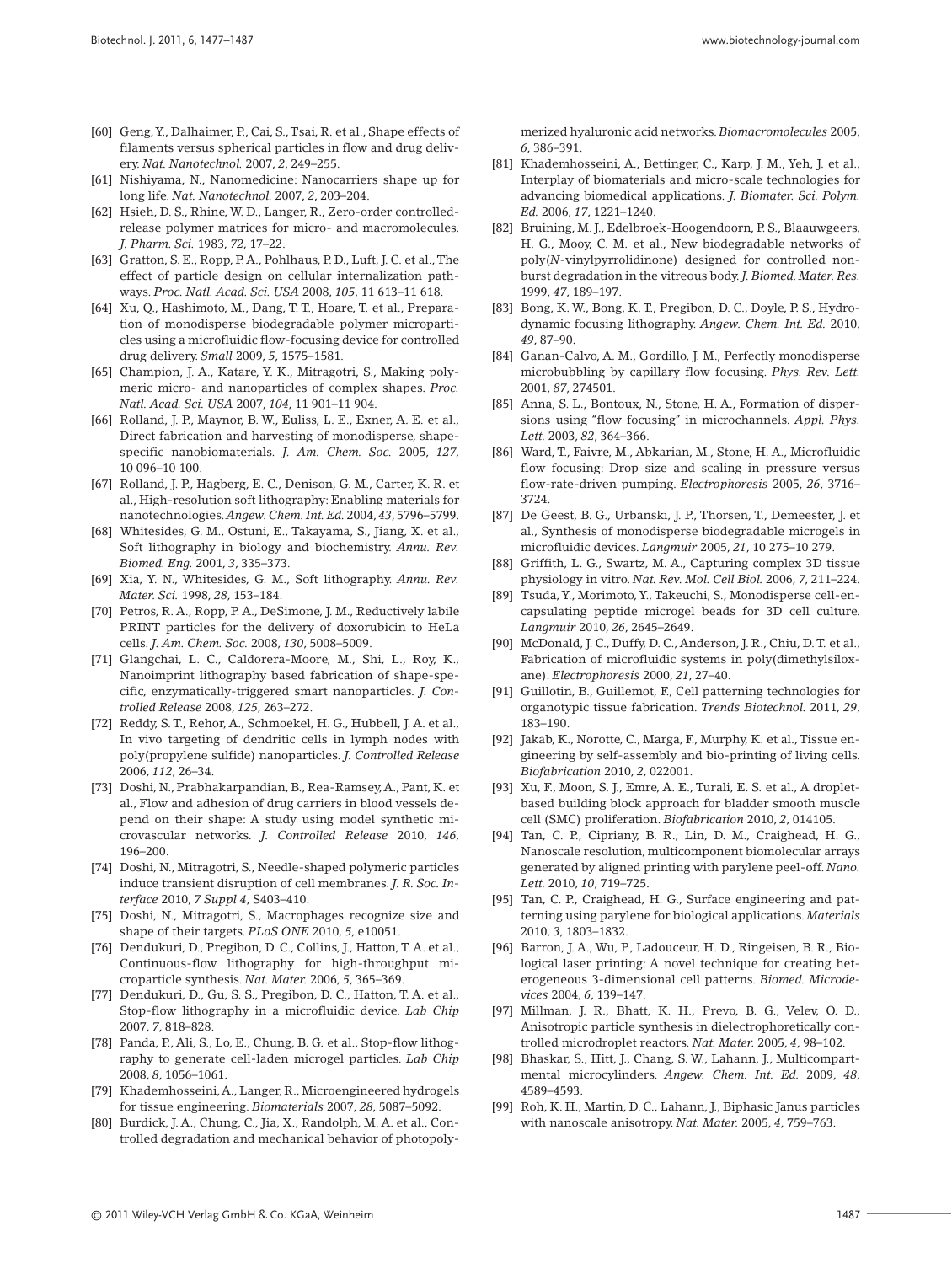[60] Geng, Y., Dalhaimer, P., Cai, S., Tsai, R. et al., Shape effects of filaments versus spherical particles in flow and drug delivery. *Nat. Nanotechnol.* 2007, *2*, 249–255.

[61] Nishiyama, N., Nanomedicine: Nanocarriers shape up for long life. *Nat. Nanotechnol.* 2007, *2*, 203–204.

[62] Hsieh, D. S., Rhine, W. D., Langer, R., Zero-order controlled-release polymer matrices for micro- and macromolecules. *J. Pharm. Sci.* 1983, *72*, 17–22.

[63] Gratton, S. E., Ropp, P. A., Pohlhaus, P. D., Luft, J. C. et al., The effect of particle design on cellular internalization pathways. *Proc. Natl. Acad. Sci. USA* 2008, *105*, 11 613–11 618.

[64] Xu, Q., Hashimoto, M., Dang, T. T., Hoare, T. et al., Preparation of monodisperse biodegradable polymer microparticles using a microfluidic flow-focusing device for controlled drug delivery. *Small* 2009, *5*, 1575–1581.

[65] Champion, J. A., Katare, Y. K., Mitragotri, S., Making polymeric micro- and nanoparticles of complex shapes. *Proc. Natl. Acad. Sci. USA* 2007, *104*, 11 901–11 904.

[66] Rolland, J. P., Maynor, B. W., Euliss, L. E., Exner, A. E. et al., Direct fabrication and harvesting of monodisperse, shape-specific nanobiomaterials. *J. Am. Chem. Soc.* 2005, *127*, 10 096–10 100.

[67] Rolland, J. P., Hagberg, E. C., Denison, G. M., Carter, K. R. et al., High-resolution soft lithography: Enabling materials for nanotechnologies. *Angew. Chem. Int. Ed.* 2004, *43*, 5796–5799.

[68] Whitesides, G. M., Ostuni, E., Takayama, S., Jiang, X. et al., Soft lithography in biology and biochemistry. *Annu. Rev. Biomed. Eng.* 2001, *3*, 335–373.

[69] Xia, Y. N., Whitesides, G. M., Soft lithography. *Annu. Rev. Mater. Sci.* 1998, *28*, 153–184.

[70] Petros, R. A., Ropp, P. A., DeSimone, J. M., Reductively labile PRINT particles for the delivery of doxorubicin to HeLa cells. *J. Am. Chem. Soc.* 2008, *130*, 5008–5009.

[71] Glangchai, L. C., Caldorera-Moore, M., Shi, L., Roy, K., Nanoimprint lithography based fabrication of shape-specific, enzymatically-triggered smart nanoparticles. *J. Controlled Release* 2008, *125*, 263–272.

[72] Reddy, S. T., Rehor, A., Schmoekel, H. G., Hubbell, J. A. et al., In vivo targeting of dendritic cells in lymph nodes with poly(propylene sulfide) nanoparticles. *J. Controlled Release* 2006, *112*, 26–34.

[73] Doshi, N., Prabhakarpandian, B., Rea-Ramsey, A., Pant, K. et al., Flow and adhesion of drug carriers in blood vessels depend on their shape: A study using model synthetic microvascular networks. *J. Controlled Release* 2010, *146*, 196–200.

[74] Doshi, N., Mitragotri, S., Needle-shaped polymeric particles induce transient disruption of cell membranes. *J. R. Soc. Interface* 2010, *7 Suppl 4*, S403–410.

[75] Doshi, N., Mitragotri, S., Macrophages recognize size and shape of their targets. *PLoS ONE* 2010, *5*, e10051.

[76] Dendukuri, D., Pregibon, D. C., Collins, J., Hatton, T. A. et al., Continuous-flow lithography for high-throughput microparticle synthesis. *Nat. Mater.* 2006, *5*, 365–369.

[77] Dendukuri, D., Gu, S. S., Pregibon, D. C., Hatton, T. A. et al., Stop-flow lithography in a microfluidic device. *Lab Chip* 2007, *7*, 818–828.

[78] Panda, P., Ali, S., Lo, E., Chung, B. G. et al., Stop-flow lithography to generate cell-laden microgel particles. *Lab Chip* 2008, *8*, 1056–1061.

[79] Khademhosseini, A., Langer, R., Microengineered hydrogels for tissue engineering. *Biomaterials* 2007, *28*, 5087–5092.

[80] Burdick, J. A., Chung, C., Jia, X., Randolph, M. A. et al., Controlled degradation and mechanical behavior of photopolymerized hyaluronic acid networks. *Biomacromolecules* 2005, *6*, 386–391.

[81] Khademhosseini, A., Bettinger, C., Karp, J. M., Yeh, J. et al., Interplay of biomaterials and micro-scale technologies for advancing biomedical applications. *J. Biomater. Sci. Polym. Ed.* 2006, *17*, 1221–1240.

[82] Bruining, M. J., Edelbroek-Hoogendoorn, P. S., Blaauwgeers, H. G., Mooy, C. M. et al., New biodegradable networks of poly(*N*-vinylpyrrolidinone) designed for controlled nonburst degradation in the vitreous body. *J. Biomed. Mater. Res.* 1999, *47*, 189–197.

[83] Bong, K. W., Bong, K. T., Pregibon, D. C., Doyle, P. S., Hydrodynamic focusing lithography. *Angew. Chem. Int. Ed.* 2010, *49*, 87–90.

[84] Ganan-Calvo, A. M., Gordillo, J. M., Perfectly monodisperse microbubbling by capillary flow focusing. *Phys. Rev. Lett.* 2001, *87*, 274501.

[85] Anna, S. L., Bontoux, N., Stone, H. A., Formation of dispersions using "flow focusing" in microchannels. *Appl. Phys. Lett.* 2003, *82*, 364–366.

[86] Ward, T., Faivre, M., Abkarian, M., Stone, H. A., Microfluidic flow focusing: Drop size and scaling in pressure versus flow-rate-driven pumping. *Electrophoresis* 2005, *26*, 3716–3724.

[87] De Geest, B. G., Urbanski, J. P., Thorsen, T., Demeester, J. et al., Synthesis of monodisperse biodegradable microgels in microfluidic devices. *Langmuir* 2005, *21*, 10 275–10 279.

[88] Griffith, L. G., Swartz, M. A., Capturing complex 3D tissue physiology in vitro. *Nat. Rev. Mol. Cell Biol.* 2006, *7*, 211–224.

[89] Tsuda, Y., Morimoto, Y., Takeuchi, S., Monodisperse cell-encapsulating peptide microgel beads for 3D cell culture. *Langmuir* 2010, *26*, 2645–2649.

[90] McDonald, J. C., Duffy, D. C., Anderson, J. R., Chiu, D. T. et al., Fabrication of microfluidic systems in poly(dimethylsiloxane). *Electrophoresis* 2000, *21*, 27–40.

[91] Guillotin, B., Guillemot, F., Cell patterning technologies for organotypic tissue fabrication. *Trends Biotechnol.* 2011, *29*, 183–190.

[92] Jakab, K., Norotte, C., Marga, F., Murphy, K. et al., Tissue engineering by self-assembly and bio-printing of living cells. *Biofabrication* 2010, *2*, 022001.

[93] Xu, F., Moon, S. J., Emre, A. E., Turali, E. S. et al., A droplet-based building block approach for bladder smooth muscle cell (SMC) proliferation. *Biofabrication* 2010, *2*, 014105.

[94] Tan, C. P., Cipriany, B. R., Lin, D. M., Craighead, H. G., Nanoscale resolution, multicomponent biomolecular arrays generated by aligned printing with parylene peel-off. *Nano. Lett.* 2010, *10*, 719–725.

[95] Tan, C. P., Craighead, H. G., Surface engineering and patterning using parylene for biological applications. *Materials* 2010, *3*, 1803–1832.

[96] Barron, J. A., Wu, P., Ladouceur, H. D., Ringeisen, B. R., Biological laser printing: A novel technique for creating heterogeneous 3-dimensional cell patterns. *Biomed. Microdevices* 2004, *6*, 139–147.

[97] Millman, J. R., Bhatt, K. H., Prevo, B. G., Velev, O. D., Anisotropic particle synthesis in dielectrophoretically controlled microdroplet reactors. *Nat. Mater.* 2005, *4*, 98–102.

[98] Bhaskar, S., Hitt, J., Chang, S. W., Lahann, J., Multicompartmental microcylinders. *Angew. Chem. Int. Ed.* 2009, *48*, 4589–4593.

[99] Roh, K. H., Martin, D. C., Lahann, J., Biphasic Janus particles with nanoscale anisotropy. *Nat. Mater.* 2005, *4*, 759–763.